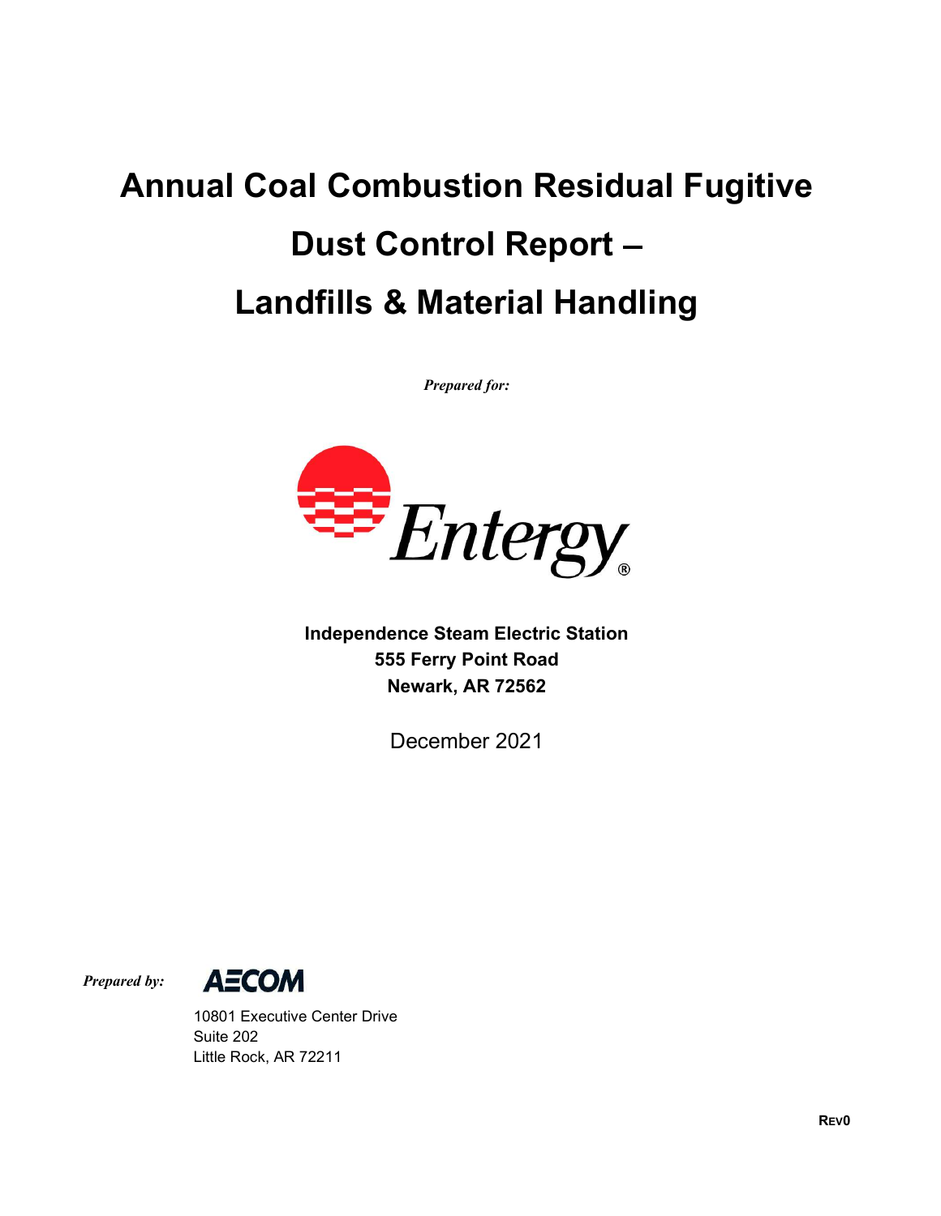# Annual Coal Combustion Residual Fugitive Dust Control Report – Landfills & Material Handling

***Prepared for:***

Entergy

**Independence Steam Electric Station**
**555 Ferry Point Road**
**Newark, AR 72562**

December 2021

***Prepared by:***

AECOM

10801 Executive Center Drive
Suite 202
Little Rock, AR 72211

**REV0**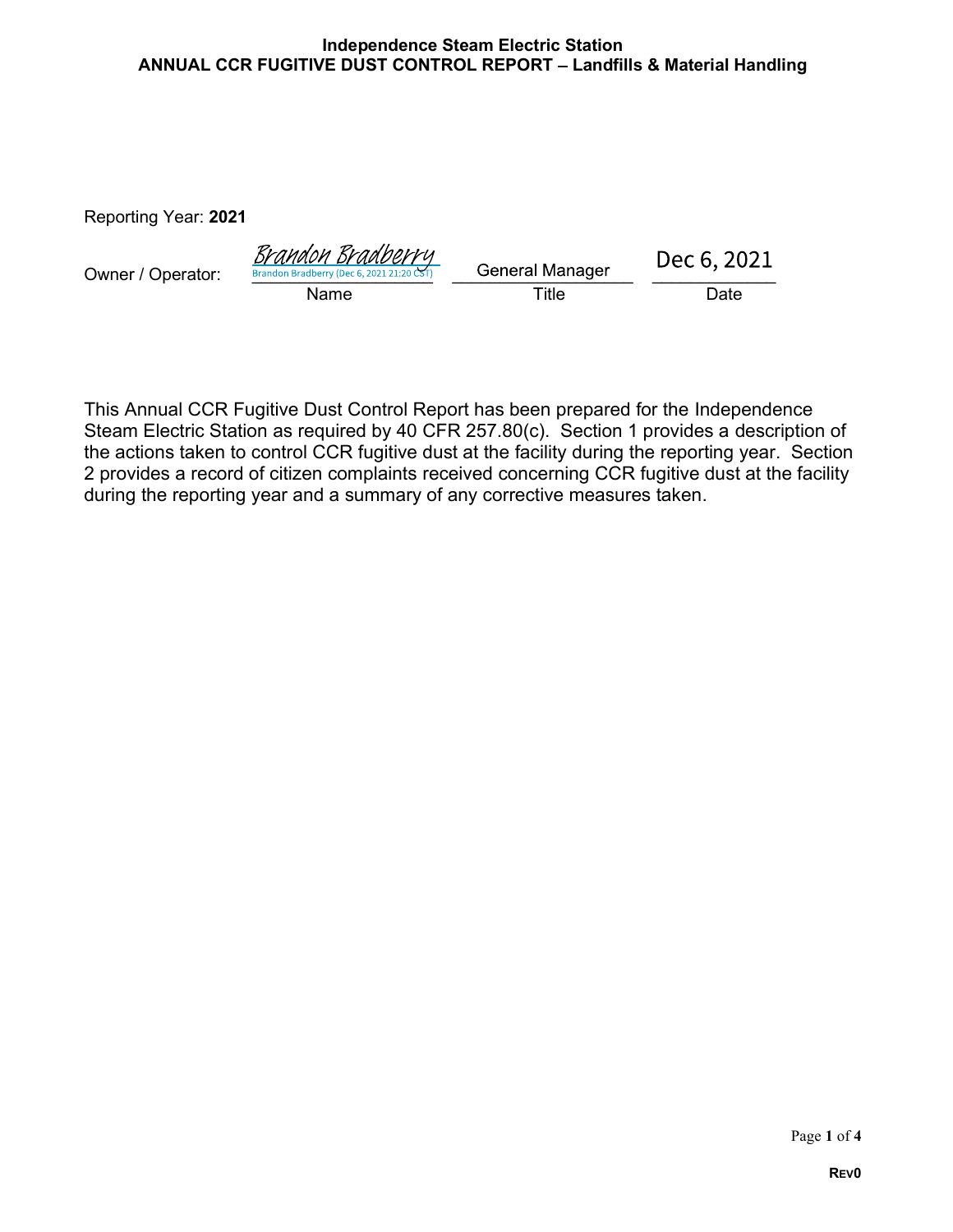Reporting Year: **2021**

| Owner / Operator: | Brandon Bradberry (Dec 6, 2021 21:20 CST) | General Manager | Dec 6, 2021 |
|---|---|---|---|
| | Name | Title | Date |

This Annual CCR Fugitive Dust Control Report has been prepared for the Independence Steam Electric Station as required by 40 CFR 257.80(c). Section 1 provides a description of the actions taken to control CCR fugitive dust at the facility during the reporting year. Section 2 provides a record of citizen complaints received concerning CCR fugitive dust at the facility during the reporting year and a summary of any corrective measures taken.

**REV0**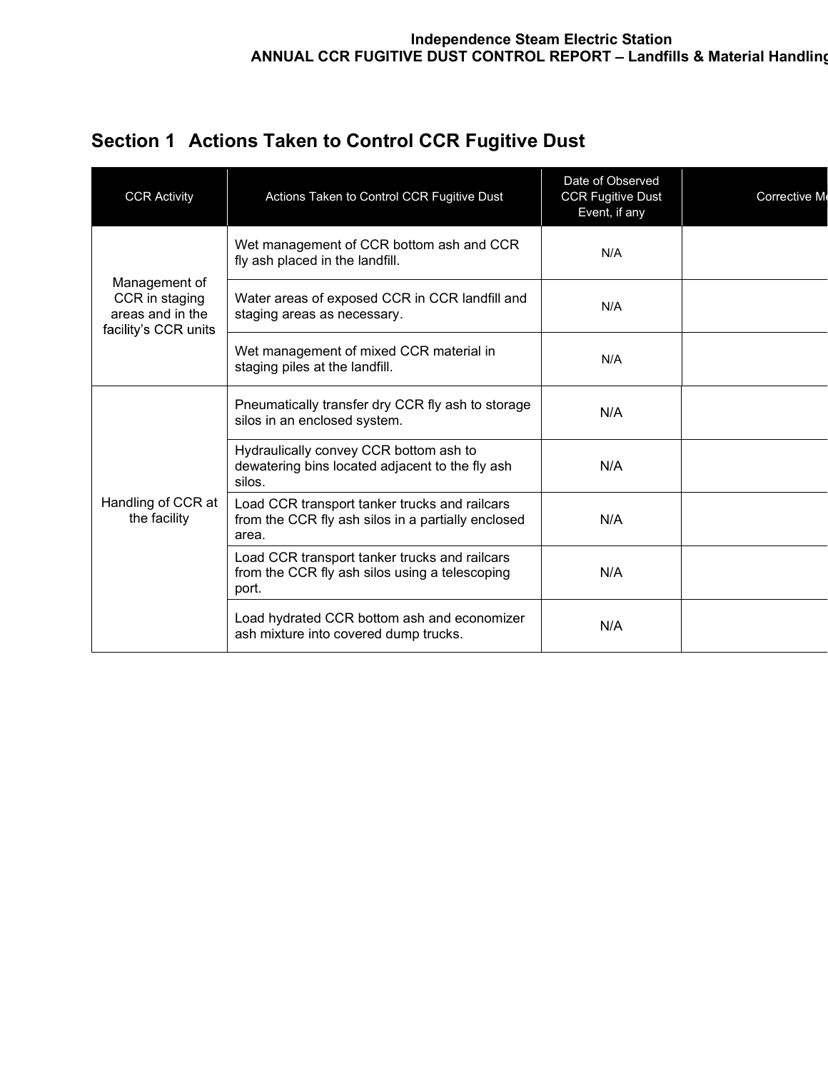## Section 1 Actions Taken to Control CCR Fugitive Dust

| CCR Activity | Actions Taken to Control CCR Fugitive Dust | Date of Observed CCR Fugitive Dust Event, if any | Corrective M |
|---|---|---|---|
| Management of CCR in staging areas and in the facility's CCR units | Wet management of CCR bottom ash and CCR fly ash placed in the landfill. | N/A | |
| | Water areas of exposed CCR in CCR landfill and staging areas as necessary. | N/A | |
| | Wet management of mixed CCR material in staging piles at the landfill. | N/A | |
| Handling of CCR at the facility | Pneumatically transfer dry CCR fly ash to storage silos in an enclosed system. | N/A | |
| | Hydraulically convey CCR bottom ash to dewatering bins located adjacent to the fly ash silos. | N/A | |
| | Load CCR transport tanker trucks and railcars from the CCR fly ash silos in a partially enclosed area. | N/A | |
| | Load CCR transport tanker trucks and railcars from the CCR fly ash silos using a telescoping port. | N/A | |
| | Load hydrated CCR bottom ash and economizer ash mixture into covered dump trucks. | N/A | |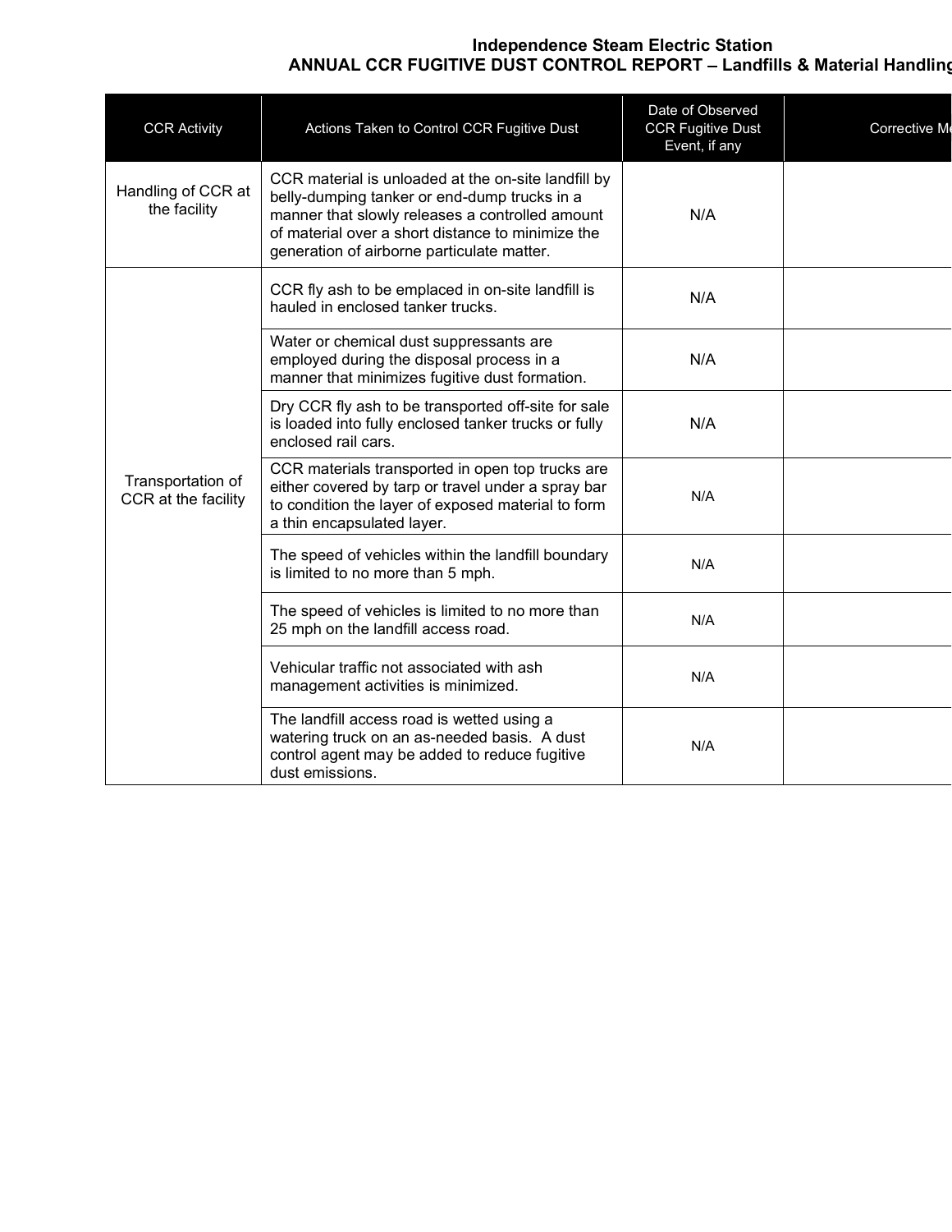# Independence Steam Electric Station
## ANNUAL CCR FUGITIVE DUST CONTROL REPORT – Landfills & Material Handling

| CCR Activity | Actions Taken to Control CCR Fugitive Dust | Date of Observed CCR Fugitive Dust Event, if any | Corrective Me |
|---|---|---|---|
| Handling of CCR at the facility | CCR material is unloaded at the on-site landfill by belly-dumping tanker or end-dump trucks in a manner that slowly releases a controlled amount of material over a short distance to minimize the generation of airborne particulate matter. | N/A | |
| Transportation of CCR at the facility | CCR fly ash to be emplaced in on-site landfill is hauled in enclosed tanker trucks. | N/A | |
| | Water or chemical dust suppressants are employed during the disposal process in a manner that minimizes fugitive dust formation. | N/A | |
| | Dry CCR fly ash to be transported off-site for sale is loaded into fully enclosed tanker trucks or fully enclosed rail cars. | N/A | |
| | CCR materials transported in open top trucks are either covered by tarp or travel under a spray bar to condition the layer of exposed material to form a thin encapsulated layer. | N/A | |
| | The speed of vehicles within the landfill boundary is limited to no more than 5 mph. | N/A | |
| | The speed of vehicles is limited to no more than 25 mph on the landfill access road. | N/A | |
| | Vehicular traffic not associated with ash management activities is minimized. | N/A | |
| | The landfill access road is wetted using a watering truck on an as-needed basis. A dust control agent may be added to reduce fugitive dust emissions. | N/A | |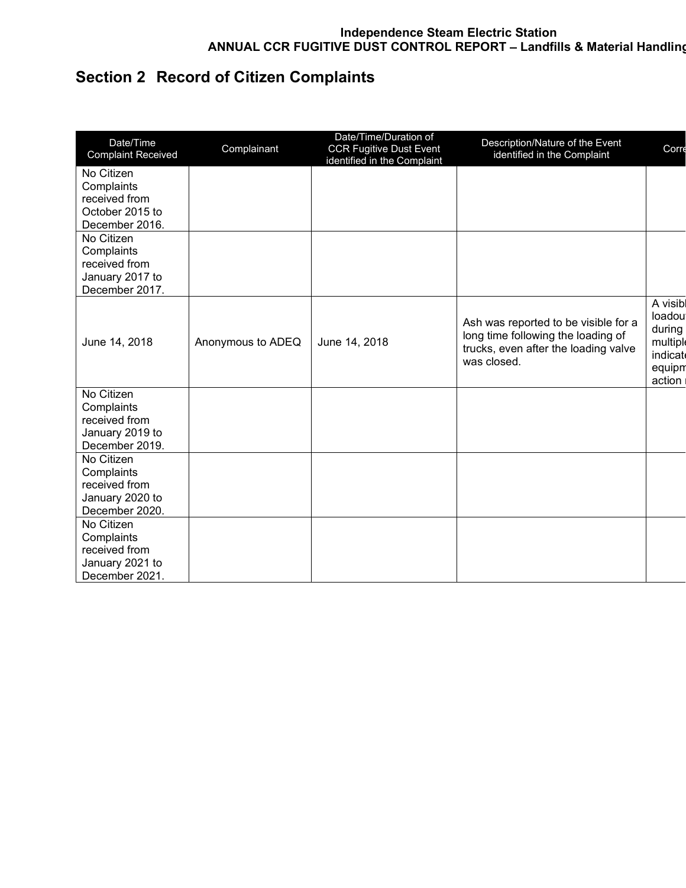## Section 2 Record of Citizen Complaints

| Date/Time Complaint Received | Complainant | Date/Time/Duration of CCR Fugitive Dust Event identified in the Complaint | Description/Nature of the Event identified in the Complaint | Corre |
|---|---|---|---|---|
| No Citizen Complaints received from October 2015 to December 2016. | | | | |
| No Citizen Complaints received from January 2017 to December 2017. | | | | |
| June 14, 2018 | Anonymous to ADEQ | June 14, 2018 | Ash was reported to be visible for a long time following the loading of trucks, even after the loading valve was closed. | A visibl loadou during multiple indicate equipm action r |
| No Citizen Complaints received from January 2019 to December 2019. | | | | |
| No Citizen Complaints received from January 2020 to December 2020. | | | | |
| No Citizen Complaints received from January 2021 to December 2021. | | | | |